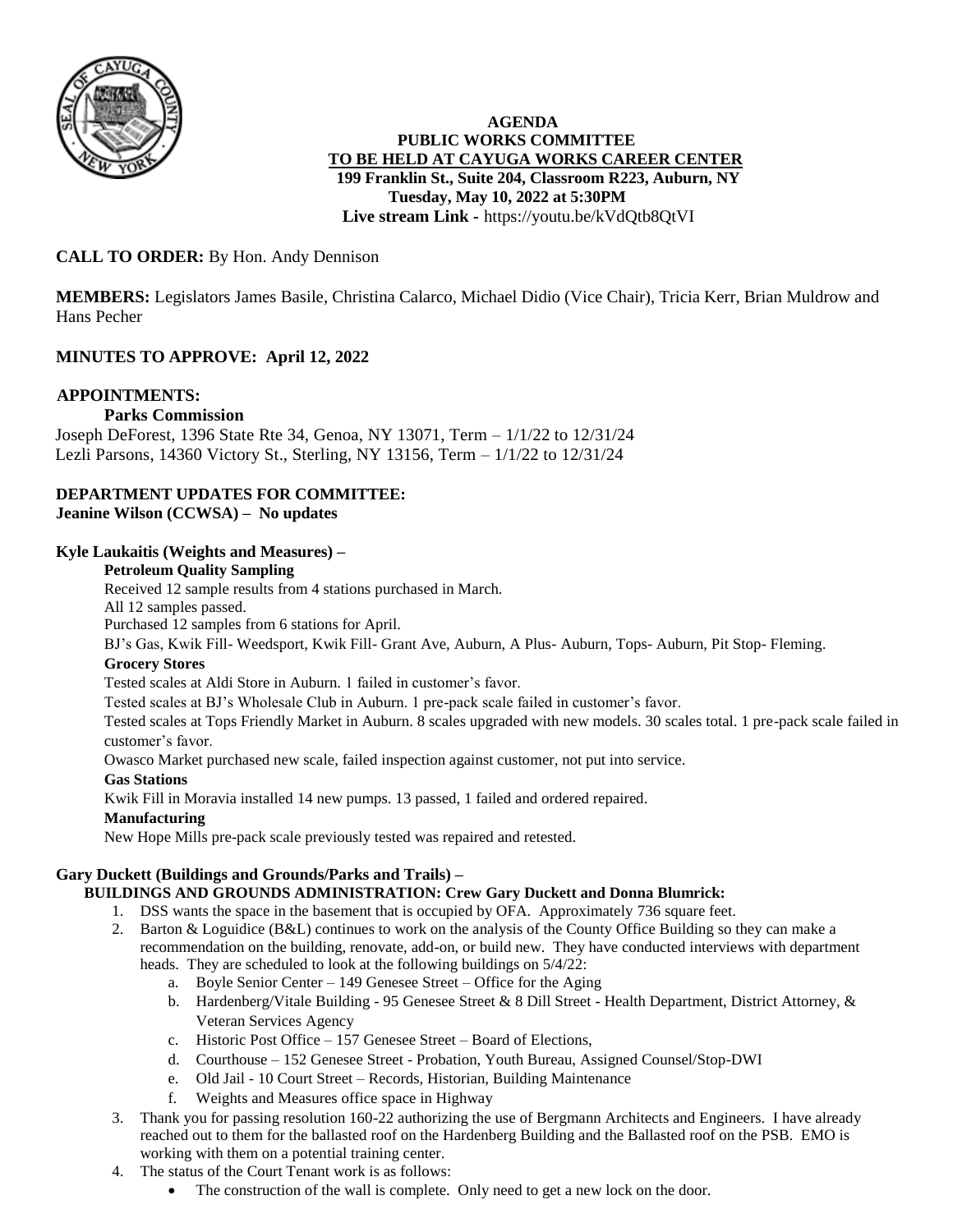**AGENDA**
**PUBLIC WORKS COMMITTEE**
**TO BE HELD AT CAYUGA WORKS CAREER CENTER**
**199 Franklin St., Suite 204, Classroom R223, Auburn, NY**
**Tuesday, May 10, 2022 at 5:30PM**
**Live stream Link -** https://youtu.be/kVdQtb8QtVI

**CALL TO ORDER:** By Hon. Andy Dennison

**MEMBERS:** Legislators James Basile, Christina Calarco, Michael Didio (Vice Chair), Tricia Kerr, Brian Muldrow and Hans Pecher

**MINUTES TO APPROVE: April 12, 2022**

**APPOINTMENTS:**

**Parks Commission**

Joseph DeForest, 1396 State Rte 34, Genoa, NY 13071, Term – 1/1/22 to 12/31/24
Lezli Parsons, 14360 Victory St., Sterling, NY 13156, Term – 1/1/22 to 12/31/24

**DEPARTMENT UPDATES FOR COMMITTEE:**
**Jeanine Wilson (CCWSA) – No updates**

**Kyle Laukaitis (Weights and Measures) –**

**Petroleum Quality Sampling**

Received 12 sample results from 4 stations purchased in March.
All 12 samples passed.
Purchased 12 samples from 6 stations for April.
BJ's Gas, Kwik Fill- Weedsport, Kwik Fill- Grant Ave, Auburn, A Plus- Auburn, Tops- Auburn, Pit Stop- Fleming.

**Grocery Stores**

Tested scales at Aldi Store in Auburn. 1 failed in customer's favor.
Tested scales at BJ's Wholesale Club in Auburn. 1 pre-pack scale failed in customer's favor.
Tested scales at Tops Friendly Market in Auburn. 8 scales upgraded with new models. 30 scales total. 1 pre-pack scale failed in customer's favor.
Owasco Market purchased new scale, failed inspection against customer, not put into service.

**Gas Stations**

Kwik Fill in Moravia installed 14 new pumps. 13 passed, 1 failed and ordered repaired.

**Manufacturing**

New Hope Mills pre-pack scale previously tested was repaired and retested.

**Gary Duckett (Buildings and Grounds/Parks and Trails) –**

**BUILDINGS AND GROUNDS ADMINISTRATION: Crew Gary Duckett and Donna Blumrick:**

1. DSS wants the space in the basement that is occupied by OFA. Approximately 736 square feet.
2. Barton & Loguidice (B&L) continues to work on the analysis of the County Office Building so they can make a recommendation on the building, renovate, add-on, or build new. They have conducted interviews with department heads. They are scheduled to look at the following buildings on 5/4/22:
    a. Boyle Senior Center – 149 Genesee Street – Office for the Aging
    b. Hardenberg/Vitale Building - 95 Genesee Street & 8 Dill Street - Health Department, District Attorney, & Veteran Services Agency
    c. Historic Post Office – 157 Genesee Street – Board of Elections,
    d. Courthouse – 152 Genesee Street - Probation, Youth Bureau, Assigned Counsel/Stop-DWI
    e. Old Jail - 10 Court Street – Records, Historian, Building Maintenance
    f. Weights and Measures office space in Highway
3. Thank you for passing resolution 160-22 authorizing the use of Bergmann Architects and Engineers. I have already reached out to them for the ballasted roof on the Hardenberg Building and the Ballasted roof on the PSB. EMO is working with them on a potential training center.
4. The status of the Court Tenant work is as follows:
    - The construction of the wall is complete. Only need to get a new lock on the door.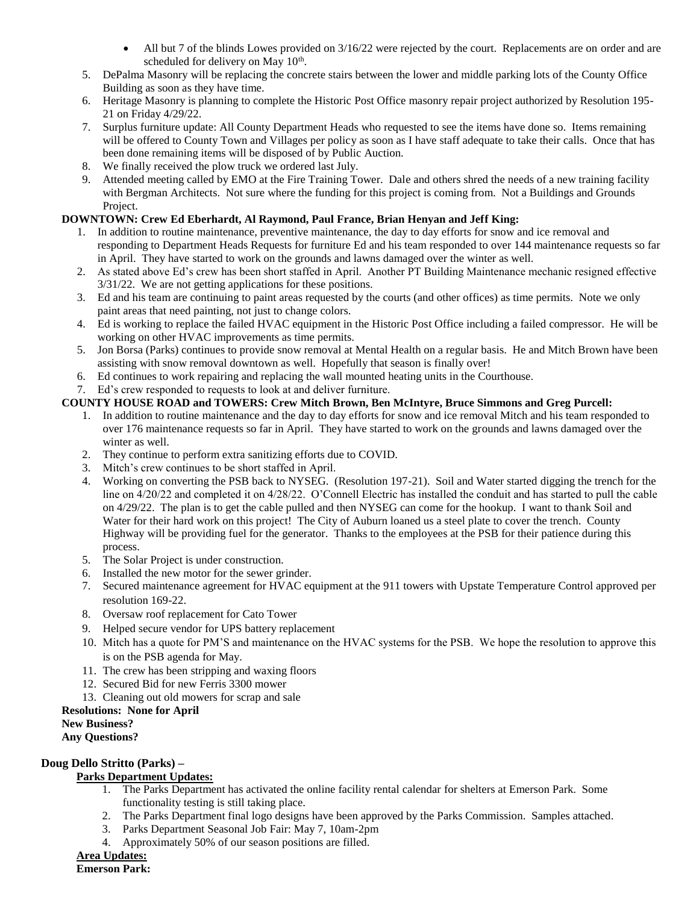- All but 7 of the blinds Lowes provided on 3/16/22 were rejected by the court. Replacements are on order and are scheduled for delivery on May 10th.

5. DePalma Masonry will be replacing the concrete stairs between the lower and middle parking lots of the County Office Building as soon as they have time.
6. Heritage Masonry is planning to complete the Historic Post Office masonry repair project authorized by Resolution 195-21 on Friday 4/29/22.
7. Surplus furniture update: All County Department Heads who requested to see the items have done so. Items remaining will be offered to County Town and Villages per policy as soon as I have staff adequate to take their calls. Once that has been done remaining items will be disposed of by Public Auction.
8. We finally received the plow truck we ordered last July.
9. Attended meeting called by EMO at the Fire Training Tower. Dale and others shred the needs of a new training facility with Bergman Architects. Not sure where the funding for this project is coming from. Not a Buildings and Grounds Project.

**DOWNTOWN: Crew Ed Eberhardt, Al Raymond, Paul France, Brian Henyan and Jeff King:**

1. In addition to routine maintenance, preventive maintenance, the day to day efforts for snow and ice removal and responding to Department Heads Requests for furniture Ed and his team responded to over 144 maintenance requests so far in April. They have started to work on the grounds and lawns damaged over the winter as well.
2. As stated above Ed's crew has been short staffed in April. Another PT Building Maintenance mechanic resigned effective 3/31/22. We are not getting applications for these positions.
3. Ed and his team are continuing to paint areas requested by the courts (and other offices) as time permits. Note we only paint areas that need painting, not just to change colors.
4. Ed is working to replace the failed HVAC equipment in the Historic Post Office including a failed compressor. He will be working on other HVAC improvements as time permits.
5. Jon Borsa (Parks) continues to provide snow removal at Mental Health on a regular basis. He and Mitch Brown have been assisting with snow removal downtown as well. Hopefully that season is finally over!
6. Ed continues to work repairing and replacing the wall mounted heating units in the Courthouse.
7. Ed's crew responded to requests to look at and deliver furniture.

**COUNTY HOUSE ROAD and TOWERS: Crew Mitch Brown, Ben McIntyre, Bruce Simmons and Greg Purcell:**

1. In addition to routine maintenance and the day to day efforts for snow and ice removal Mitch and his team responded to over 176 maintenance requests so far in April. They have started to work on the grounds and lawns damaged over the winter as well.
2. They continue to perform extra sanitizing efforts due to COVID.
3. Mitch's crew continues to be short staffed in April.
4. Working on converting the PSB back to NYSEG. (Resolution 197-21). Soil and Water started digging the trench for the line on 4/20/22 and completed it on 4/28/22. O'Connell Electric has installed the conduit and has started to pull the cable on 4/29/22. The plan is to get the cable pulled and then NYSEG can come for the hookup. I want to thank Soil and Water for their hard work on this project! The City of Auburn loaned us a steel plate to cover the trench. County Highway will be providing fuel for the generator. Thanks to the employees at the PSB for their patience during this process.
5. The Solar Project is under construction.
6. Installed the new motor for the sewer grinder.
7. Secured maintenance agreement for HVAC equipment at the 911 towers with Upstate Temperature Control approved per resolution 169-22.
8. Oversaw roof replacement for Cato Tower
9. Helped secure vendor for UPS battery replacement
10. Mitch has a quote for PM'S and maintenance on the HVAC systems for the PSB. We hope the resolution to approve this is on the PSB agenda for May.
11. The crew has been stripping and waxing floors
12. Secured Bid for new Ferris 3300 mower
13. Cleaning out old mowers for scrap and sale

**Resolutions: None for April**
**New Business?**
**Any Questions?**

**Doug Dello Stritto (Parks) –**

**Parks Department Updates:**

1. The Parks Department has activated the online facility rental calendar for shelters at Emerson Park. Some functionality testing is still taking place.
2. The Parks Department final logo designs have been approved by the Parks Commission. Samples attached.
3. Parks Department Seasonal Job Fair: May 7, 10am-2pm
4. Approximately 50% of our season positions are filled.

**Area Updates:**

**Emerson Park:**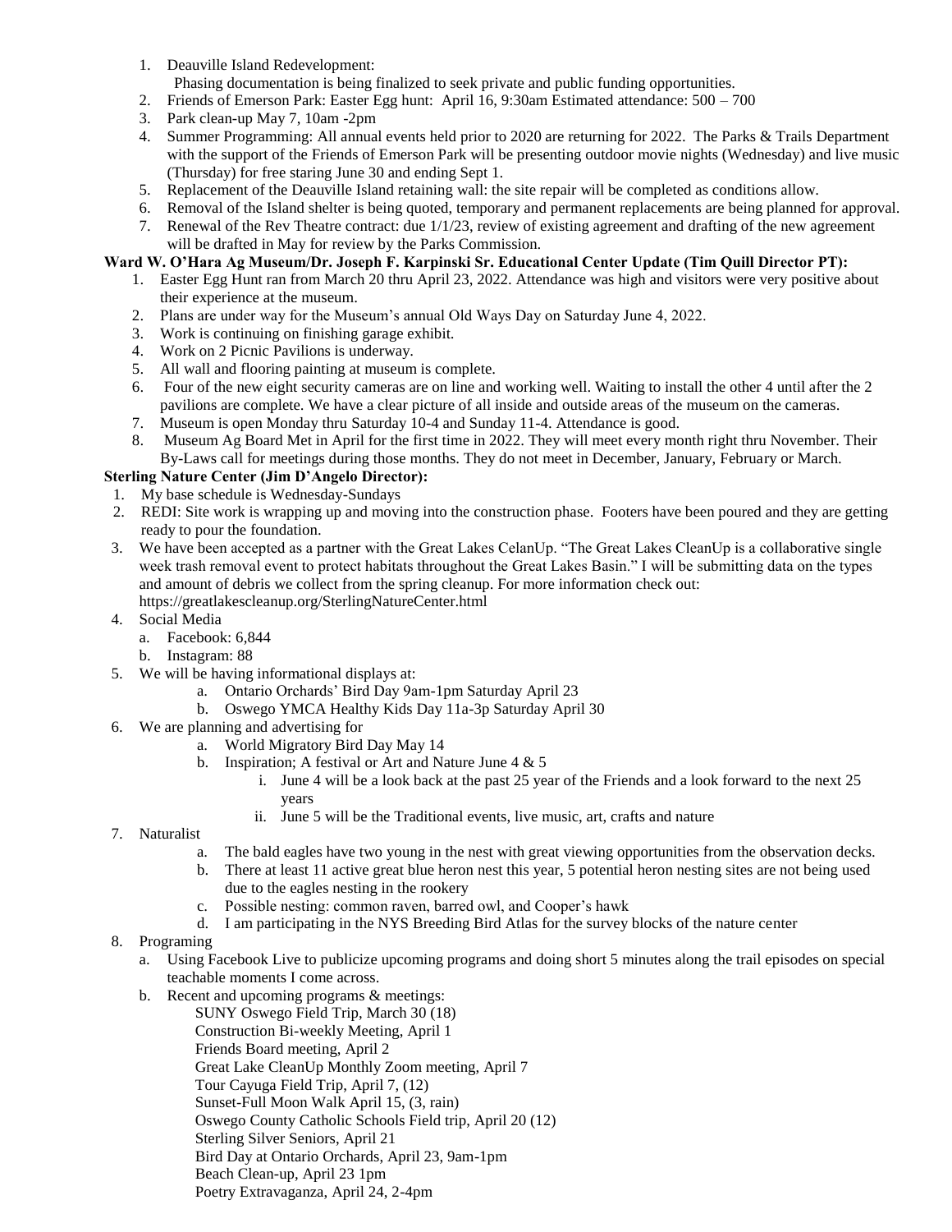1. Deauville Island Redevelopment:
   Phasing documentation is being finalized to seek private and public funding opportunities.
2. Friends of Emerson Park: Easter Egg hunt: April 16, 9:30am Estimated attendance: 500 – 700
3. Park clean-up May 7, 10am -2pm
4. Summer Programming: All annual events held prior to 2020 are returning for 2022. The Parks & Trails Department with the support of the Friends of Emerson Park will be presenting outdoor movie nights (Wednesday) and live music (Thursday) for free staring June 30 and ending Sept 1.
5. Replacement of the Deauville Island retaining wall: the site repair will be completed as conditions allow.
6. Removal of the Island shelter is being quoted, temporary and permanent replacements are being planned for approval.
7. Renewal of the Rev Theatre contract: due 1/1/23, review of existing agreement and drafting of the new agreement will be drafted in May for review by the Parks Commission.

**Ward W. O'Hara Ag Museum/Dr. Joseph F. Karpinski Sr. Educational Center Update (Tim Quill Director PT):**

1. Easter Egg Hunt ran from March 20 thru April 23, 2022. Attendance was high and visitors were very positive about their experience at the museum.
2. Plans are under way for the Museum's annual Old Ways Day on Saturday June 4, 2022.
3. Work is continuing on finishing garage exhibit.
4. Work on 2 Picnic Pavilions is underway.
5. All wall and flooring painting at museum is complete.
6. Four of the new eight security cameras are on line and working well. Waiting to install the other 4 until after the 2 pavilions are complete. We have a clear picture of all inside and outside areas of the museum on the cameras.
7. Museum is open Monday thru Saturday 10-4 and Sunday 11-4. Attendance is good.
8. Museum Ag Board Met in April for the first time in 2022. They will meet every month right thru November. Their By-Laws call for meetings during those months. They do not meet in December, January, February or March.

**Sterling Nature Center (Jim D'Angelo Director):**

1. My base schedule is Wednesday-Sundays
2. REDI: Site work is wrapping up and moving into the construction phase. Footers have been poured and they are getting ready to pour the foundation.
3. We have been accepted as a partner with the Great Lakes CelanUp. "The Great Lakes CleanUp is a collaborative single week trash removal event to protect habitats throughout the Great Lakes Basin." I will be submitting data on the types and amount of debris we collect from the spring cleanup. For more information check out: https://greatlakescleanup.org/SterlingNatureCenter.html
4. Social Media
   a. Facebook: 6,844
   b. Instagram: 88
5. We will be having informational displays at:
   a. Ontario Orchards' Bird Day 9am-1pm Saturday April 23
   b. Oswego YMCA Healthy Kids Day 11a-3p Saturday April 30
6. We are planning and advertising for
   a. World Migratory Bird Day May 14
   b. Inspiration; A festival or Art and Nature June 4 & 5
      i. June 4 will be a look back at the past 25 year of the Friends and a look forward to the next 25 years
      ii. June 5 will be the Traditional events, live music, art, crafts and nature
7. Naturalist
   a. The bald eagles have two young in the nest with great viewing opportunities from the observation decks.
   b. There at least 11 active great blue heron nest this year, 5 potential heron nesting sites are not being used due to the eagles nesting in the rookery
   c. Possible nesting: common raven, barred owl, and Cooper's hawk
   d. I am participating in the NYS Breeding Bird Atlas for the survey blocks of the nature center
8. Programing
   a. Using Facebook Live to publicize upcoming programs and doing short 5 minutes along the trail episodes on special teachable moments I come across.
   b. Recent and upcoming programs & meetings:
      SUNY Oswego Field Trip, March 30 (18)
      Construction Bi-weekly Meeting, April 1
      Friends Board meeting, April 2
      Great Lake CleanUp Monthly Zoom meeting, April 7
      Tour Cayuga Field Trip, April 7, (12)
      Sunset-Full Moon Walk April 15, (3, rain)
      Oswego County Catholic Schools Field trip, April 20 (12)
      Sterling Silver Seniors, April 21
      Bird Day at Ontario Orchards, April 23, 9am-1pm
      Beach Clean-up, April 23 1pm
      Poetry Extravaganza, April 24, 2-4pm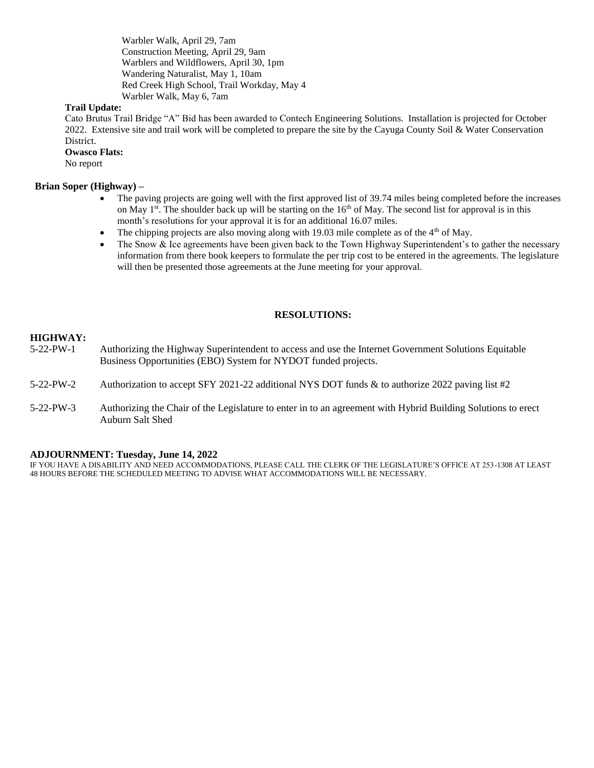Warbler Walk, April 29, 7am
Construction Meeting, April 29, 9am
Warblers and Wildflowers, April 30, 1pm
Wandering Naturalist, May 1, 10am
Red Creek High School, Trail Workday, May 4
Warbler Walk, May 6, 7am

**Trail Update:**

Cato Brutus Trail Bridge "A" Bid has been awarded to Contech Engineering Solutions. Installation is projected for October 2022. Extensive site and trail work will be completed to prepare the site by the Cayuga County Soil & Water Conservation District.

**Owasco Flats:**

No report

**Brian Soper (Highway) –**

- The paving projects are going well with the first approved list of 39.74 miles being completed before the increases on May 1st. The shoulder back up will be starting on the 16th of May. The second list for approval is in this month's resolutions for your approval it is for an additional 16.07 miles.
- The chipping projects are also moving along with 19.03 mile complete as of the 4th of May.
- The Snow & Ice agreements have been given back to the Town Highway Superintendent's to gather the necessary information from there book keepers to formulate the per trip cost to be entered in the agreements. The legislature will then be presented those agreements at the June meeting for your approval.

**RESOLUTIONS:**

**HIGHWAY:**

5-22-PW-1 Authorizing the Highway Superintendent to access and use the Internet Government Solutions Equitable Business Opportunities (EBO) System for NYDOT funded projects.

5-22-PW-2 Authorization to accept SFY 2021-22 additional NYS DOT funds & to authorize 2022 paving list #2

5-22-PW-3 Authorizing the Chair of the Legislature to enter in to an agreement with Hybrid Building Solutions to erect Auburn Salt Shed

**ADJOURNMENT: Tuesday, June 14, 2022**

IF YOU HAVE A DISABILITY AND NEED ACCOMMODATIONS, PLEASE CALL THE CLERK OF THE LEGISLATURE'S OFFICE AT 253-1308 AT LEAST 48 HOURS BEFORE THE SCHEDULED MEETING TO ADVISE WHAT ACCOMMODATIONS WILL BE NECESSARY.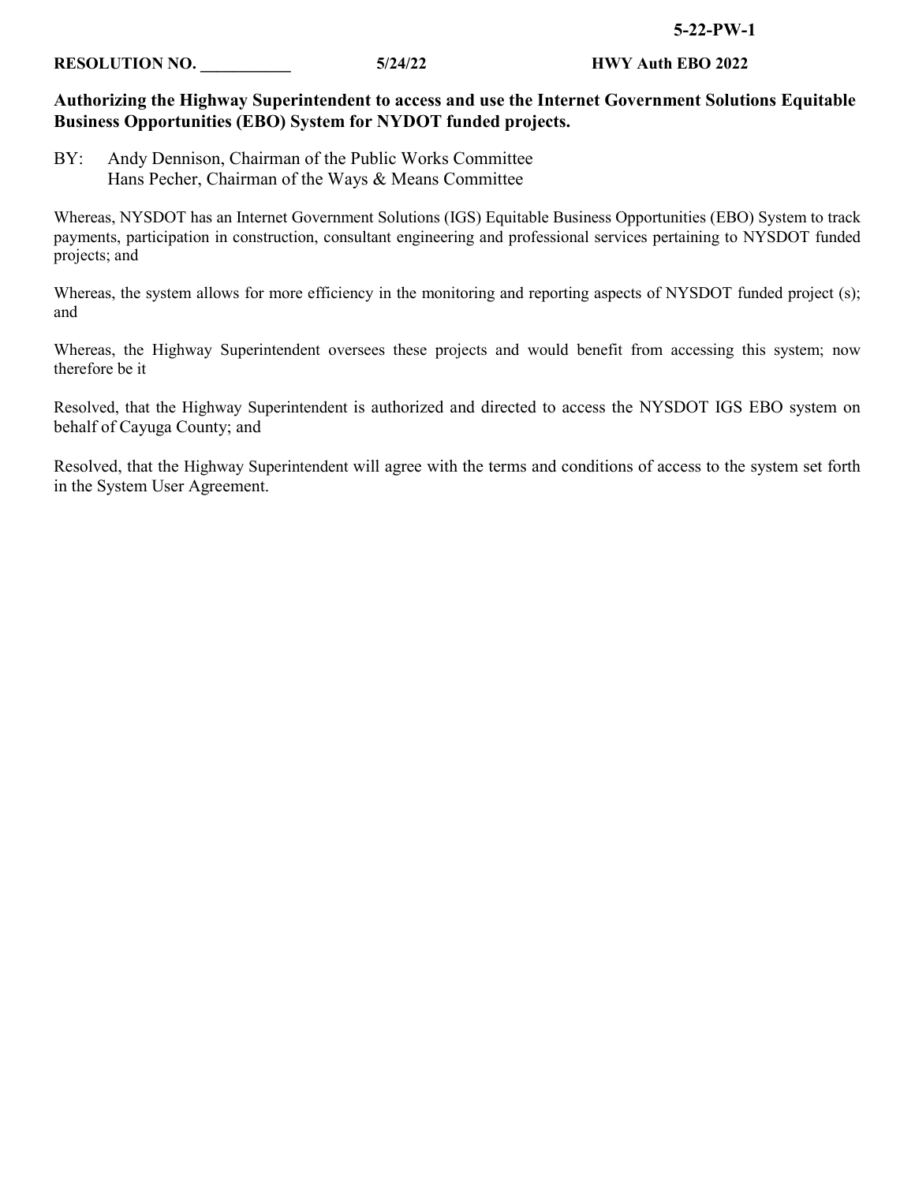**5-22-PW-1**

**RESOLUTION NO. \_\_\_\_\_\_\_\_\_\_\_ 5/24/22 HWY Auth EBO 2022**

**Authorizing the Highway Superintendent to access and use the Internet Government Solutions Equitable Business Opportunities (EBO) System for NYDOT funded projects.**

BY: Andy Dennison, Chairman of the Public Works Committee
Hans Pecher, Chairman of the Ways & Means Committee

Whereas, NYSDOT has an Internet Government Solutions (IGS) Equitable Business Opportunities (EBO) System to track payments, participation in construction, consultant engineering and professional services pertaining to NYSDOT funded projects; and

Whereas, the system allows for more efficiency in the monitoring and reporting aspects of NYSDOT funded project (s); and

Whereas, the Highway Superintendent oversees these projects and would benefit from accessing this system; now therefore be it

Resolved, that the Highway Superintendent is authorized and directed to access the NYSDOT IGS EBO system on behalf of Cayuga County; and

Resolved, that the Highway Superintendent will agree with the terms and conditions of access to the system set forth in the System User Agreement.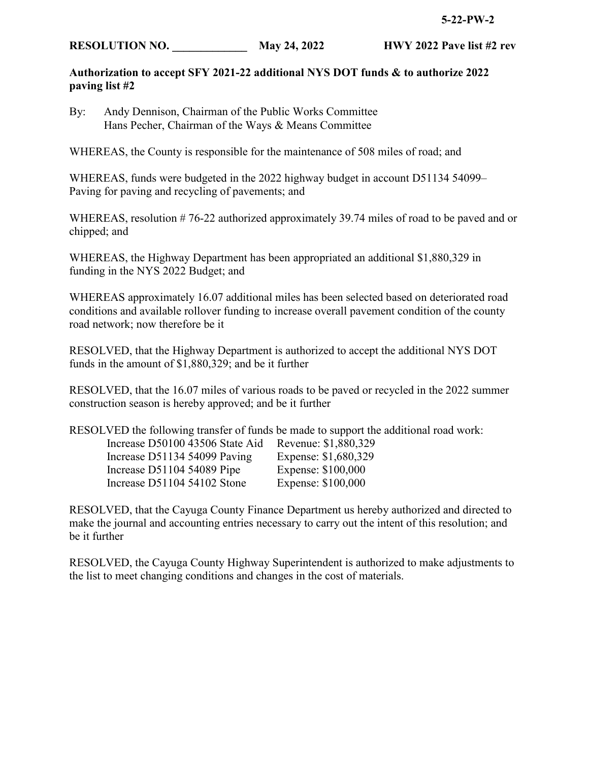5-22-PW-2

**RESOLUTION NO. \_\_\_\_\_\_\_\_\_\_\_\_\_ May 24, 2022 HWY 2022 Pave list #2 rev**

**Authorization to accept SFY 2021-22 additional NYS DOT funds & to authorize 2022 paving list #2**

By: Andy Dennison, Chairman of the Public Works Committee
Hans Pecher, Chairman of the Ways & Means Committee

WHEREAS, the County is responsible for the maintenance of 508 miles of road; and

WHEREAS, funds were budgeted in the 2022 highway budget in account D51134 54099– Paving for paving and recycling of pavements; and

WHEREAS, resolution # 76-22 authorized approximately 39.74 miles of road to be paved and or chipped; and

WHEREAS, the Highway Department has been appropriated an additional $1,880,329 in funding in the NYS 2022 Budget; and

WHEREAS approximately 16.07 additional miles has been selected based on deteriorated road conditions and available rollover funding to increase overall pavement condition of the county road network; now therefore be it

RESOLVED, that the Highway Department is authorized to accept the additional NYS DOT funds in the amount of $1,880,329; and be it further

RESOLVED, that the 16.07 miles of various roads to be paved or recycled in the 2022 summer construction season is hereby approved; and be it further

RESOLVED the following transfer of funds be made to support the additional road work:

| | |
|---|---|
| Increase D50100 43506 State Aid | Revenue: $1,880,329 |
| Increase D51134 54099 Paving | Expense: $1,680,329 |
| Increase D51104 54089 Pipe | Expense: $100,000 |
| Increase D51104 54102 Stone | Expense: $100,000 |

RESOLVED, that the Cayuga County Finance Department us hereby authorized and directed to make the journal and accounting entries necessary to carry out the intent of this resolution; and be it further

RESOLVED, the Cayuga County Highway Superintendent is authorized to make adjustments to the list to meet changing conditions and changes in the cost of materials.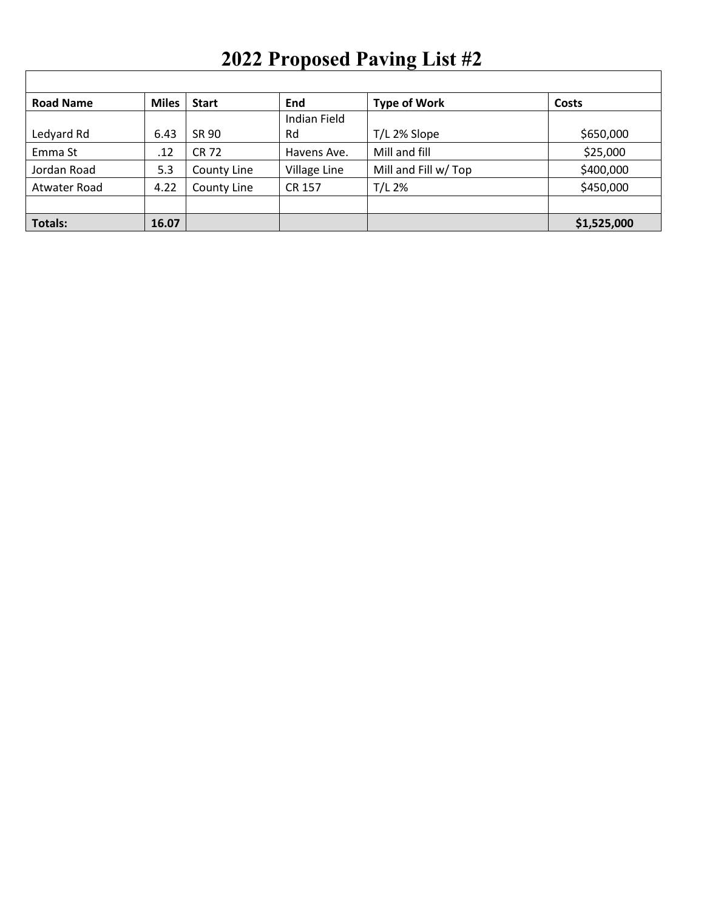# 2022 Proposed Paving List #2

| Road Name | Miles | Start | End | Type of Work | Costs |
|---|---|---|---|---|---|
| Ledyard Rd | 6.43 | SR 90 | Indian Field Rd | T/L 2% Slope | $650,000 |
| Emma St | .12 | CR 72 | Havens Ave. | Mill and fill | $25,000 |
| Jordan Road | 5.3 | County Line | Village Line | Mill and Fill w/ Top | $400,000 |
| Atwater Road | 4.22 | County Line | CR 157 | T/L 2% | $450,000 |
| | | | | | |
| **Totals:** | **16.07** | | | | **$1,525,000** |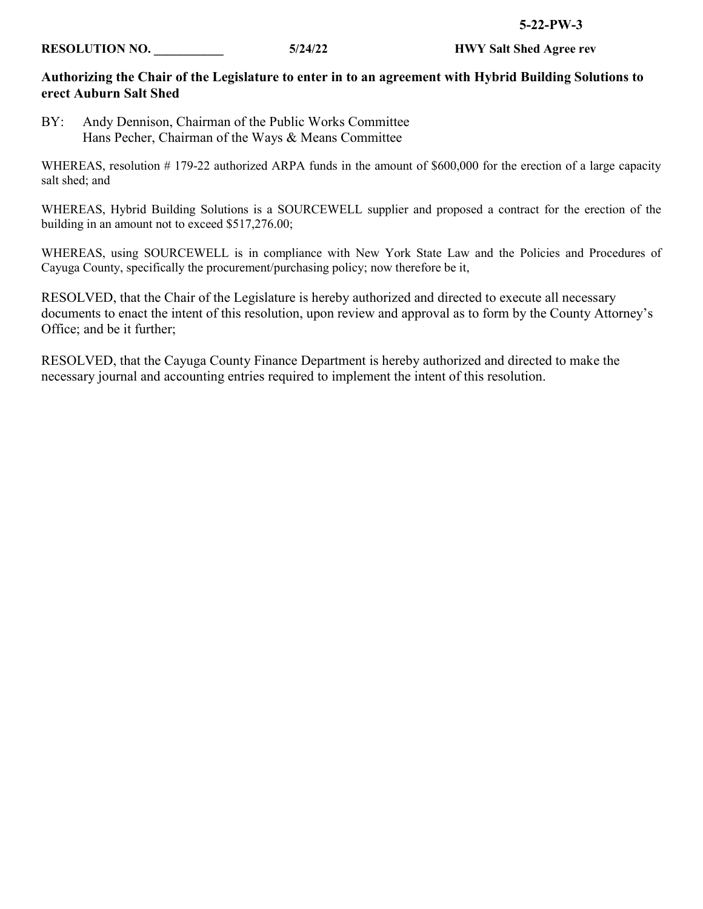**5-22-PW-3**

**RESOLUTION NO. \_\_\_\_\_\_\_\_\_\_\_ 5/24/22 HWY Salt Shed Agree rev**

**Authorizing the Chair of the Legislature to enter in to an agreement with Hybrid Building Solutions to erect Auburn Salt Shed**

BY: Andy Dennison, Chairman of the Public Works Committee
Hans Pecher, Chairman of the Ways & Means Committee

WHEREAS, resolution # 179-22 authorized ARPA funds in the amount of $600,000 for the erection of a large capacity salt shed; and

WHEREAS, Hybrid Building Solutions is a SOURCEWELL supplier and proposed a contract for the erection of the building in an amount not to exceed $517,276.00;

WHEREAS, using SOURCEWELL is in compliance with New York State Law and the Policies and Procedures of Cayuga County, specifically the procurement/purchasing policy; now therefore be it,

RESOLVED, that the Chair of the Legislature is hereby authorized and directed to execute all necessary documents to enact the intent of this resolution, upon review and approval as to form by the County Attorney's Office; and be it further;

RESOLVED, that the Cayuga County Finance Department is hereby authorized and directed to make the necessary journal and accounting entries required to implement the intent of this resolution.